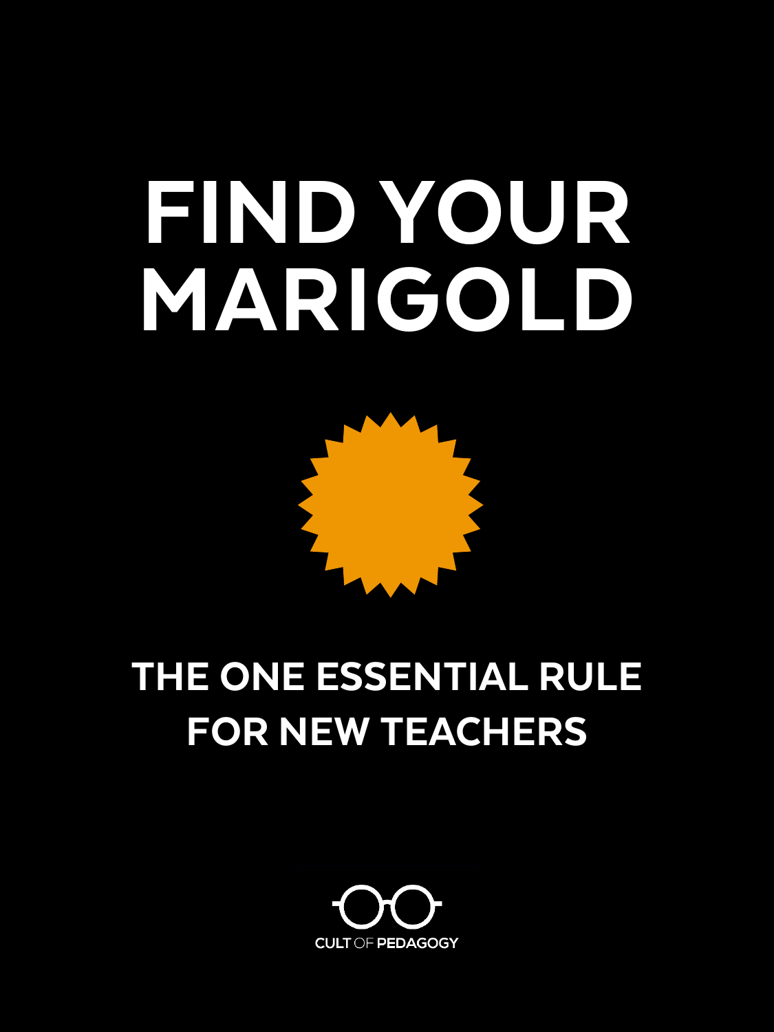# FIND YOUR MARIGOLD

## THE ONE ESSENTIAL RULE FOR NEW TEACHERS

CULT OF PEDAGOGY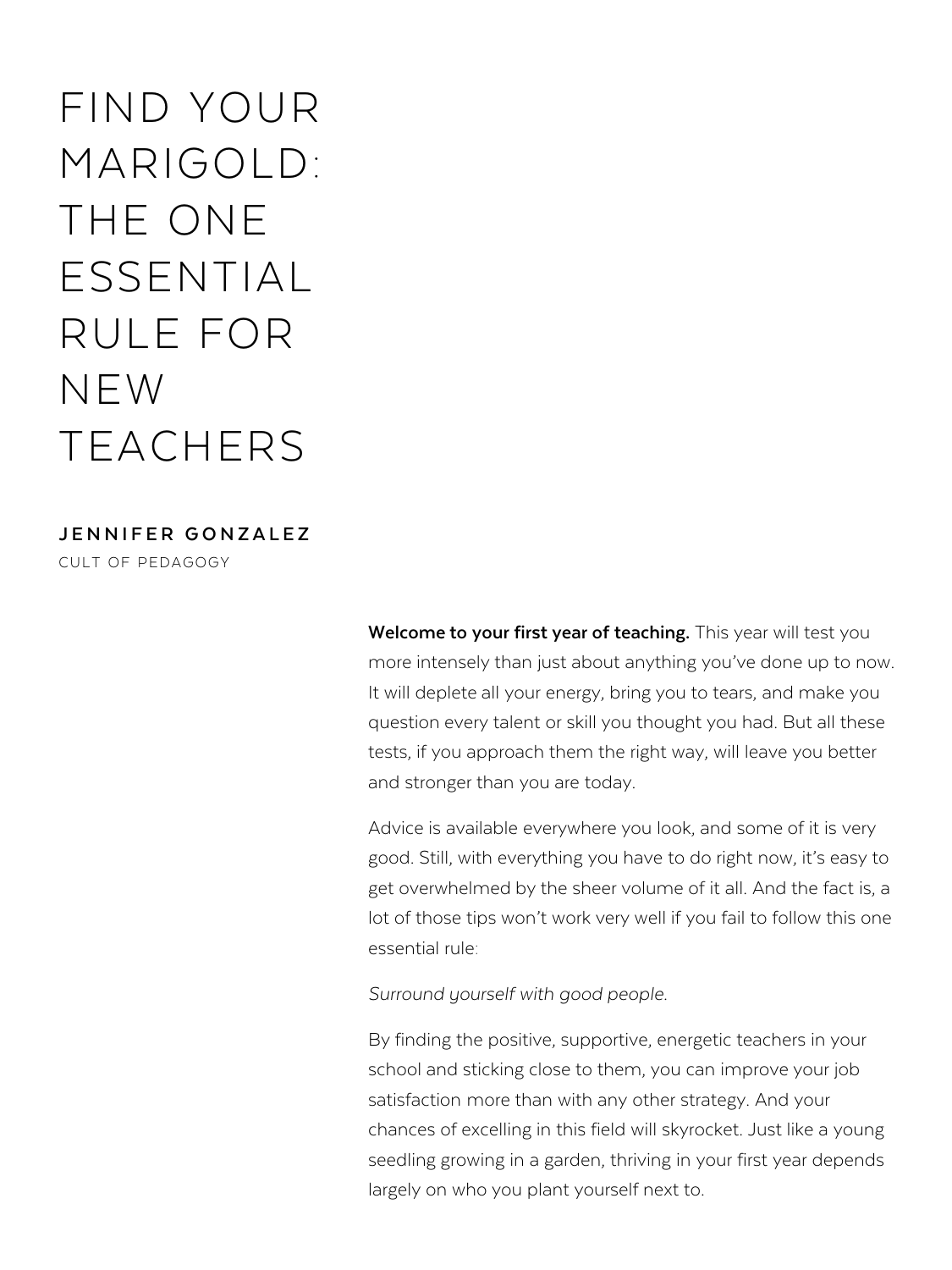# FIND YOUR MARIGOLD: THE ONE ESSENTIAL RULE FOR NEW TEACHERS

**JENNIFER GONZALEZ**

CULT OF PEDAGOGY

**Welcome to your first year of teaching.** This year will test you more intensely than just about anything you've done up to now. It will deplete all your energy, bring you to tears, and make you question every talent or skill you thought you had. But all these tests, if you approach them the right way, will leave you better and stronger than you are today.

Advice is available everywhere you look, and some of it is very good. Still, with everything you have to do right now, it's easy to get overwhelmed by the sheer volume of it all. And the fact is, a lot of those tips won't work very well if you fail to follow this one essential rule:

*Surround yourself with good people.*

By finding the positive, supportive, energetic teachers in your school and sticking close to them, you can improve your job satisfaction more than with any other strategy. And your chances of excelling in this field will skyrocket. Just like a young seedling growing in a garden, thriving in your first year depends largely on who you plant yourself next to.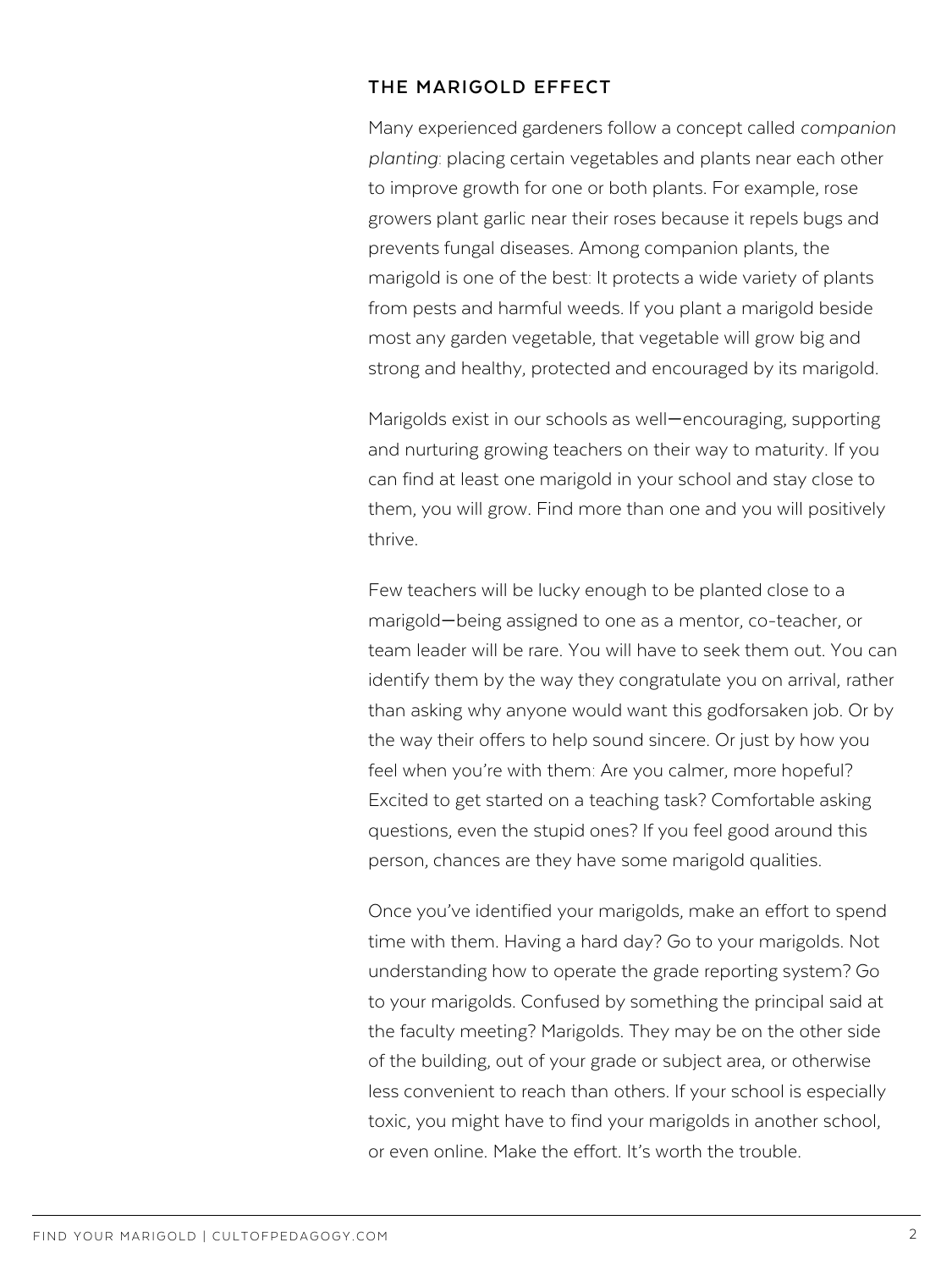## THE MARIGOLD EFFECT

Many experienced gardeners follow a concept called *companion planting*: placing certain vegetables and plants near each other to improve growth for one or both plants. For example, rose growers plant garlic near their roses because it repels bugs and prevents fungal diseases. Among companion plants, the marigold is one of the best: It protects a wide variety of plants from pests and harmful weeds. If you plant a marigold beside most any garden vegetable, that vegetable will grow big and strong and healthy, protected and encouraged by its marigold.

Marigolds exist in our schools as well—encouraging, supporting and nurturing growing teachers on their way to maturity. If you can find at least one marigold in your school and stay close to them, you will grow. Find more than one and you will positively thrive.

Few teachers will be lucky enough to be planted close to a marigold—being assigned to one as a mentor, co-teacher, or team leader will be rare. You will have to seek them out. You can identify them by the way they congratulate you on arrival, rather than asking why anyone would want this godforsaken job. Or by the way their offers to help sound sincere. Or just by how you feel when you're with them: Are you calmer, more hopeful? Excited to get started on a teaching task? Comfortable asking questions, even the stupid ones? If you feel good around this person, chances are they have some marigold qualities.

Once you've identified your marigolds, make an effort to spend time with them. Having a hard day? Go to your marigolds. Not understanding how to operate the grade reporting system? Go to your marigolds. Confused by something the principal said at the faculty meeting? Marigolds. They may be on the other side of the building, out of your grade or subject area, or otherwise less convenient to reach than others. If your school is especially toxic, you might have to find your marigolds in another school, or even online. Make the effort. It's worth the trouble.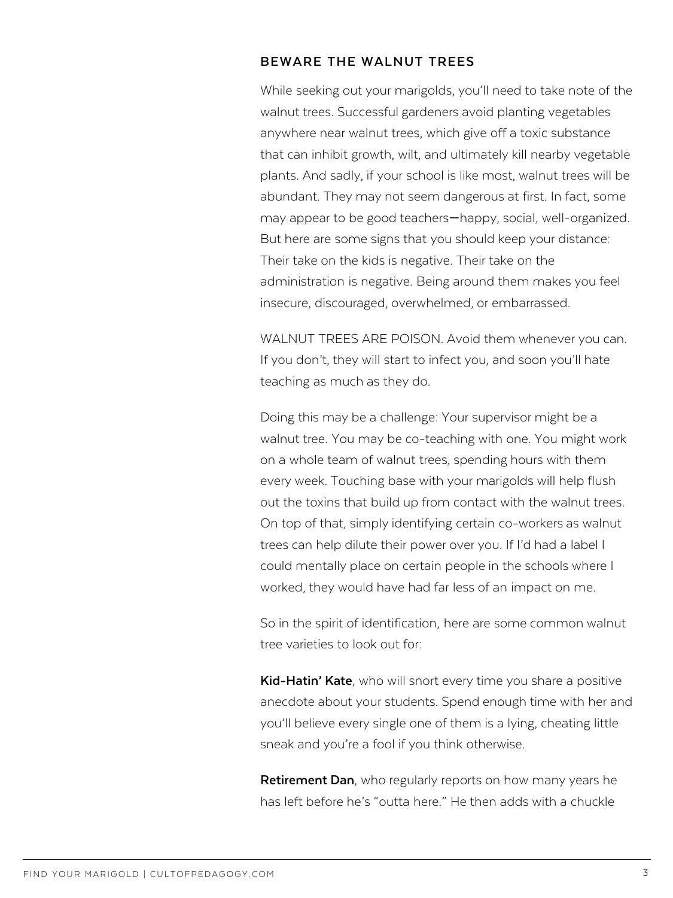## BEWARE THE WALNUT TREES

While seeking out your marigolds, you'll need to take note of the walnut trees. Successful gardeners avoid planting vegetables anywhere near walnut trees, which give off a toxic substance that can inhibit growth, wilt, and ultimately kill nearby vegetable plants. And sadly, if your school is like most, walnut trees will be abundant. They may not seem dangerous at first. In fact, some may appear to be good teachers—happy, social, well-organized. But here are some signs that you should keep your distance: Their take on the kids is negative. Their take on the administration is negative. Being around them makes you feel insecure, discouraged, overwhelmed, or embarrassed.

WALNUT TREES ARE POISON. Avoid them whenever you can. If you don't, they will start to infect you, and soon you'll hate teaching as much as they do.

Doing this may be a challenge: Your supervisor might be a walnut tree. You may be co-teaching with one. You might work on a whole team of walnut trees, spending hours with them every week. Touching base with your marigolds will help flush out the toxins that build up from contact with the walnut trees. On top of that, simply identifying certain co-workers as walnut trees can help dilute their power over you. If I'd had a label I could mentally place on certain people in the schools where I worked, they would have had far less of an impact on me.

So in the spirit of identification, here are some common walnut tree varieties to look out for:

**Kid-Hatin' Kate**, who will snort every time you share a positive anecdote about your students. Spend enough time with her and you'll believe every single one of them is a lying, cheating little sneak and you're a fool if you think otherwise.

**Retirement Dan**, who regularly reports on how many years he has left before he's "outta here." He then adds with a chuckle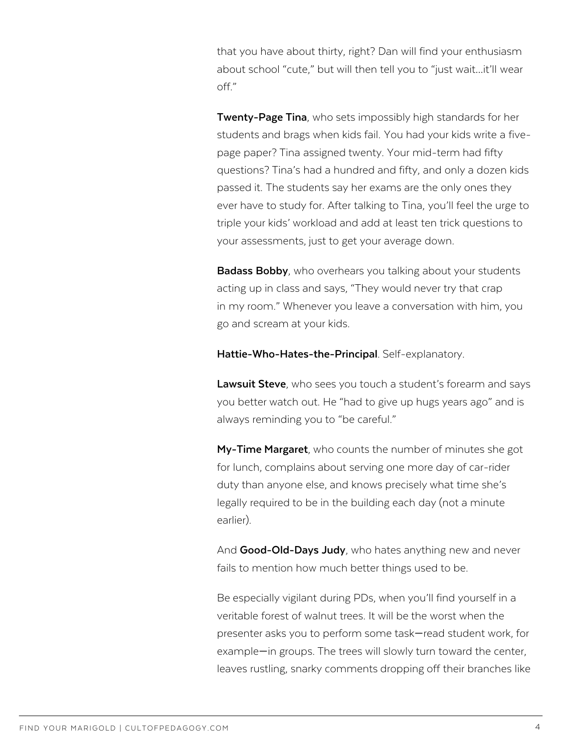that you have about thirty, right? Dan will find your enthusiasm about school "cute," but will then tell you to "just wait…it'll wear off."

**Twenty-Page Tina**, who sets impossibly high standards for her students and brags when kids fail. You had your kids write a five-page paper? Tina assigned twenty. Your mid-term had fifty questions? Tina's had a hundred and fifty, and only a dozen kids passed it. The students say her exams are the only ones they ever have to study for. After talking to Tina, you'll feel the urge to triple your kids' workload and add at least ten trick questions to your assessments, just to get your average down.

**Badass Bobby**, who overhears you talking about your students acting up in class and says, "They would never try that crap in my room." Whenever you leave a conversation with him, you go and scream at your kids.

**Hattie-Who-Hates-the-Principal**. Self-explanatory.

**Lawsuit Steve**, who sees you touch a student's forearm and says you better watch out. He "had to give up hugs years ago" and is always reminding you to "be careful."

**My-Time Margaret**, who counts the number of minutes she got for lunch, complains about serving one more day of car-rider duty than anyone else, and knows precisely what time she's legally required to be in the building each day (not a minute earlier).

And **Good-Old-Days Judy**, who hates anything new and never fails to mention how much better things used to be.

Be especially vigilant during PDs, when you'll find yourself in a veritable forest of walnut trees. It will be the worst when the presenter asks you to perform some task—read student work, for example—in groups. The trees will slowly turn toward the center, leaves rustling, snarky comments dropping off their branches like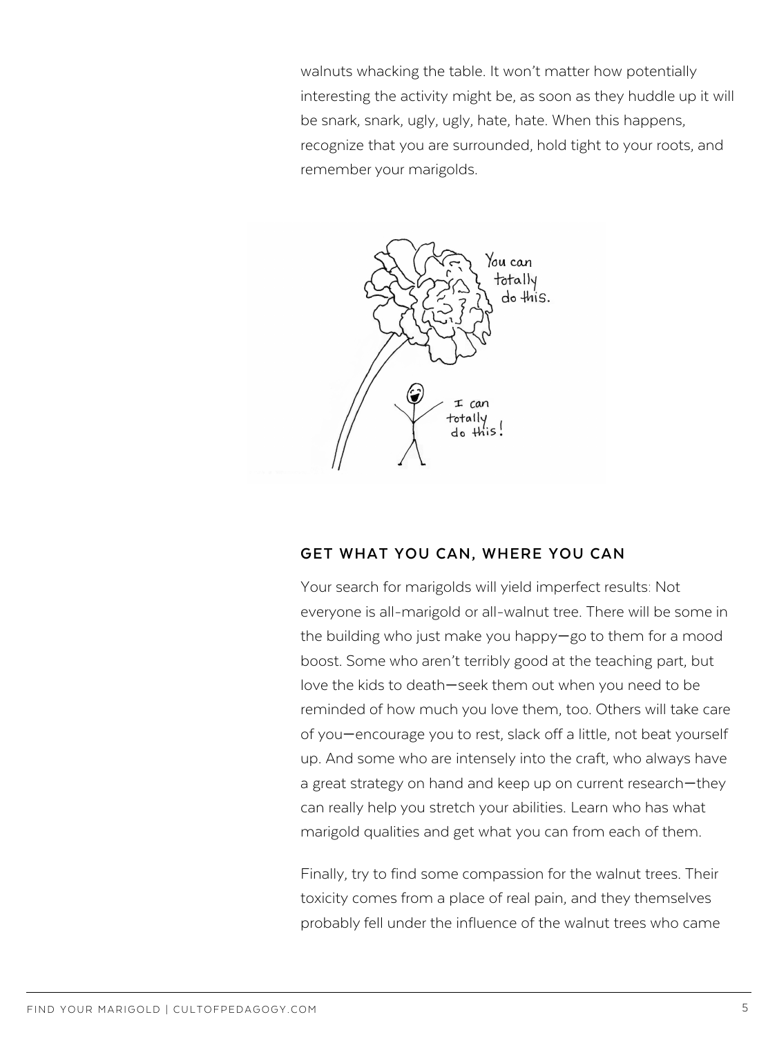walnuts whacking the table. It won't matter how potentially interesting the activity might be, as soon as they huddle up it will be snark, snark, ugly, ugly, hate, hate. When this happens, recognize that you are surrounded, hold tight to your roots, and remember your marigolds.

### GET WHAT YOU CAN, WHERE YOU CAN

Your search for marigolds will yield imperfect results: Not everyone is all-marigold or all-walnut tree. There will be some in the building who just make you happy—go to them for a mood boost. Some who aren't terribly good at the teaching part, but love the kids to death—seek them out when you need to be reminded of how much you love them, too. Others will take care of you—encourage you to rest, slack off a little, not beat yourself up. And some who are intensely into the craft, who always have a great strategy on hand and keep up on current research—they can really help you stretch your abilities. Learn who has what marigold qualities and get what you can from each of them.

Finally, try to find some compassion for the walnut trees. Their toxicity comes from a place of real pain, and they themselves probably fell under the influence of the walnut trees who came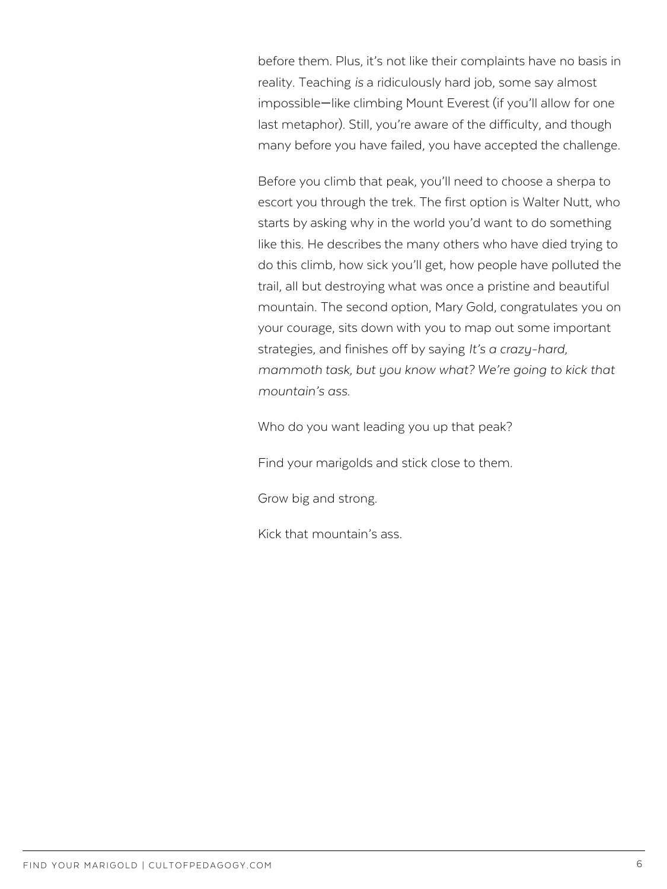before them. Plus, it's not like their complaints have no basis in reality. Teaching *is* a ridiculously hard job, some say almost impossible—like climbing Mount Everest (if you'll allow for one last metaphor). Still, you're aware of the difficulty, and though many before you have failed, you have accepted the challenge.

Before you climb that peak, you'll need to choose a sherpa to escort you through the trek. The first option is Walter Nutt, who starts by asking why in the world you'd want to do something like this. He describes the many others who have died trying to do this climb, how sick you'll get, how people have polluted the trail, all but destroying what was once a pristine and beautiful mountain. The second option, Mary Gold, congratulates you on your courage, sits down with you to map out some important strategies, and finishes off by saying *It's a crazy-hard, mammoth task, but you know what? We're going to kick that mountain's ass.*

Who do you want leading you up that peak?

Find your marigolds and stick close to them.

Grow big and strong.

Kick that mountain's ass.